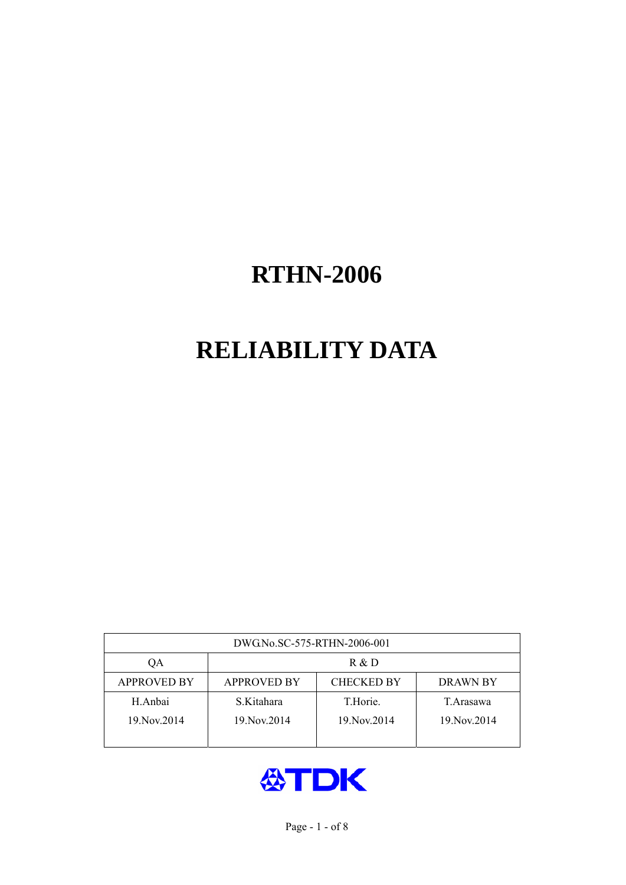# RTHN-2006

# RELIABILITY DATA

| DWG.No.SC-575-RTHN-2006-001 | | | |
|---|---|---|---|
| QA | R & D | | |
| APPROVED BY | APPROVED BY | CHECKED BY | DRAWN BY |
| H.Anbai<br>19.Nov.2014 | S.Kitahara<br>19.Nov.2014 | T.Horie.<br>19.Nov.2014 | T.Arasawa<br>19.Nov.2014 |

TDK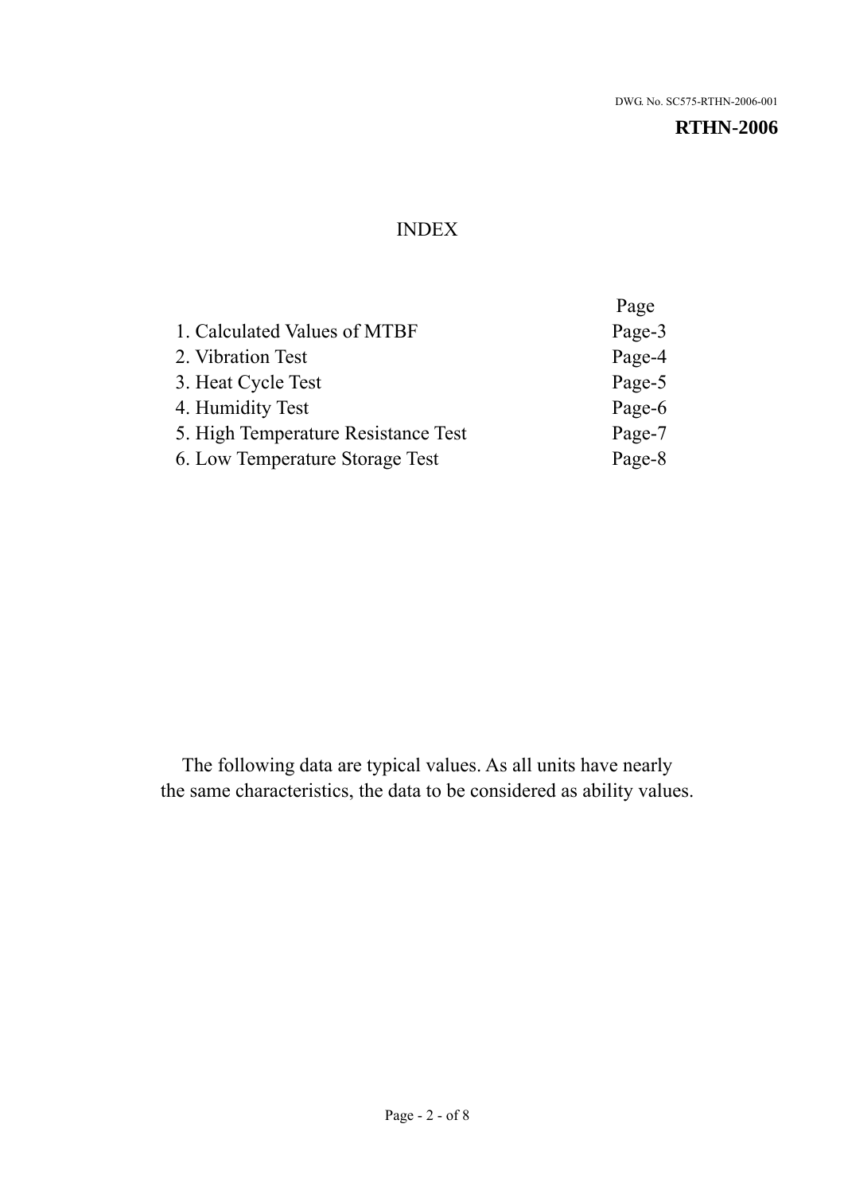DWG. No. SC575-RTHN-2006-001

**RTHN-2006**

# INDEX

| | Page |
|---|---|
| 1. Calculated Values of MTBF | Page-3 |
| 2. Vibration Test | Page-4 |
| 3. Heat Cycle Test | Page-5 |
| 4. Humidity Test | Page-6 |
| 5. High Temperature Resistance Test | Page-7 |
| 6. Low Temperature Storage Test | Page-8 |

The following data are typical values. As all units have nearly the same characteristics, the data to be considered as ability values.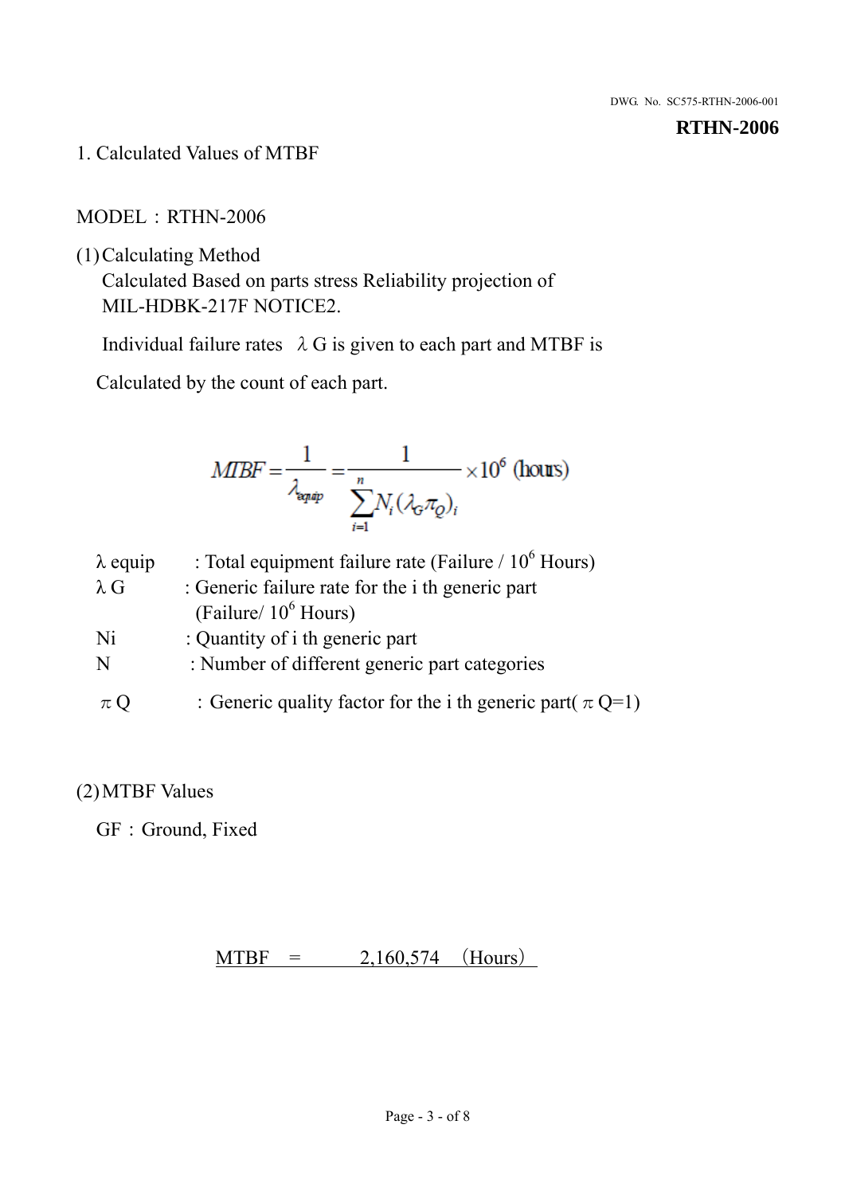## 1. Calculated Values of MTBF

MODEL：RTHN-2006

(1) Calculating Method

Calculated Based on parts stress Reliability projection of MIL-HDBK-217F NOTICE2.

Individual failure rates $\lambda G$ is given to each part and MTBF is

Calculated by the count of each part.

$$MTBF = \frac{1}{\lambda_{equip}} = \frac{1}{\sum_{i=1}^{n} N_i (\lambda_G \pi_Q)_i} \times 10^6 \text{ (hours)}$$

$\lambda$ equip : Total equipment failure rate (Failure / $10^6$ Hours)

$\lambda$ G : Generic failure rate for the i th generic part (Failure/ $10^6$ Hours)

Ni : Quantity of i th generic part

N : Number of different generic part categories

$\pi$ Q : Generic quality factor for the i th generic part( $\pi$ Q=1)

(2) MTBF Values

GF：Ground, Fixed

MTBF = 2,160,574 (Hours)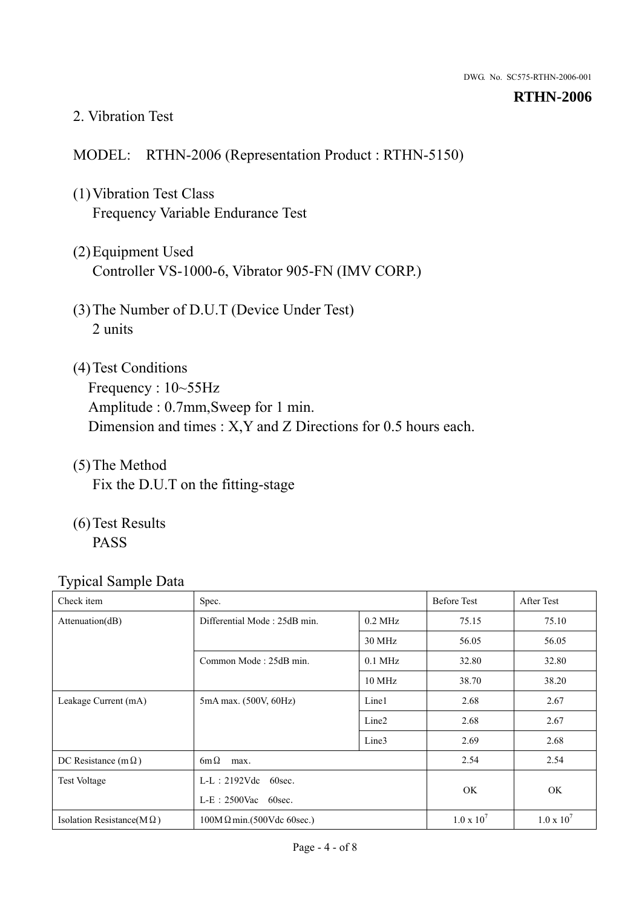## 2. Vibration Test

MODEL: RTHN-2006 (Representation Product : RTHN-5150)

(1) Vibration Test Class
Frequency Variable Endurance Test

(2) Equipment Used
Controller VS-1000-6, Vibrator 905-FN (IMV CORP.)

(3) The Number of D.U.T (Device Under Test)
2 units

(4) Test Conditions
Frequency : 10~55Hz
Amplitude : 0.7mm,Sweep for 1 min.
Dimension and times : X,Y and Z Directions for 0.5 hours each.

(5) The Method
Fix the D.U.T on the fitting-stage

(6) Test Results
PASS

Typical Sample Data

| Check item | Spec. | | Before Test | After Test |
|---|---|---|---|---|
| Attenuation(dB) | Differential Mode : 25dB min. | 0.2 MHz | 75.15 | 75.10 |
| | | 30 MHz | 56.05 | 56.05 |
| | Common Mode : 25dB min. | 0.1 MHz | 32.80 | 32.80 |
| | | 10 MHz | 38.70 | 38.20 |
| Leakage Current (mA) | 5mA max. (500V, 60Hz) | Line1 | 2.68 | 2.67 |
| | | Line2 | 2.68 | 2.67 |
| | | Line3 | 2.69 | 2.68 |
| DC Resistance (mΩ) | 6mΩ max. | | 2.54 | 2.54 |
| Test Voltage | L-L : 2192Vdc 60sec.<br>L-E : 2500Vac 60sec. | | OK | OK |
| Isolation Resistance(MΩ) | 100MΩ min.(500Vdc 60sec.) | | $1.0 \times 10^7$ | $1.0 \times 10^7$ |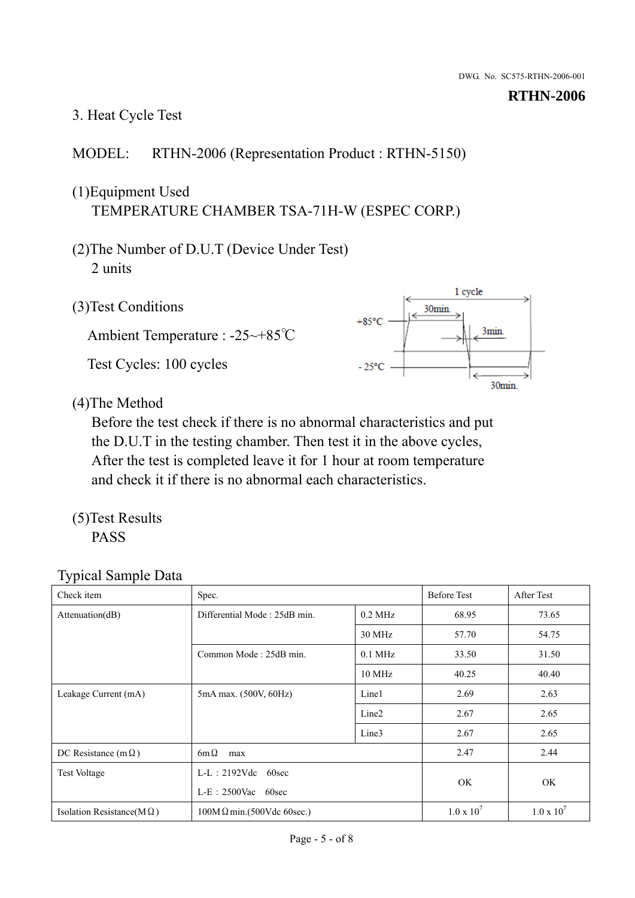DWG. No. SC575-RTHN-2006-001

**RTHN-2006**

## 3. Heat Cycle Test

MODEL: RTHN-2006 (Representation Product : RTHN-5150)

(1)Equipment Used
TEMPERATURE CHAMBER TSA-71H-W (ESPEC CORP.)

(2)The Number of D.U.T (Device Under Test)
2 units

(3)Test Conditions

Ambient Temperature : -25~+85℃

Test Cycles: 100 cycles

(4)The Method
Before the test check if there is no abnormal characteristics and put the D.U.T in the testing chamber. Then test it in the above cycles, After the test is completed leave it for 1 hour at room temperature and check it if there is no abnormal each characteristics.

(5)Test Results
PASS

Typical Sample Data

| Check item | Spec. | | Before Test | After Test |
|---|---|---|---|---|
| Attenuation(dB) | Differential Mode : 25dB min. | 0.2 MHz | 68.95 | 73.65 |
| | | 30 MHz | 57.70 | 54.75 |
| | Common Mode : 25dB min. | 0.1 MHz | 33.50 | 31.50 |
| | | 10 MHz | 40.25 | 40.40 |
| Leakage Current (mA) | 5mA max. (500V, 60Hz) | Line1 | 2.69 | 2.63 |
| | | Line2 | 2.67 | 2.65 |
| | | Line3 | 2.67 | 2.65 |
| DC Resistance (mΩ) | 6mΩ max | | 2.47 | 2.44 |
| Test Voltage | L-L : 2192Vdc 60sec<br>L-E : 2500Vac 60sec | | OK | OK |
| Isolation Resistance(MΩ) | 100MΩ min.(500Vdc 60sec.) | | $1.0 \times 10^7$ | $1.0 \times 10^7$ |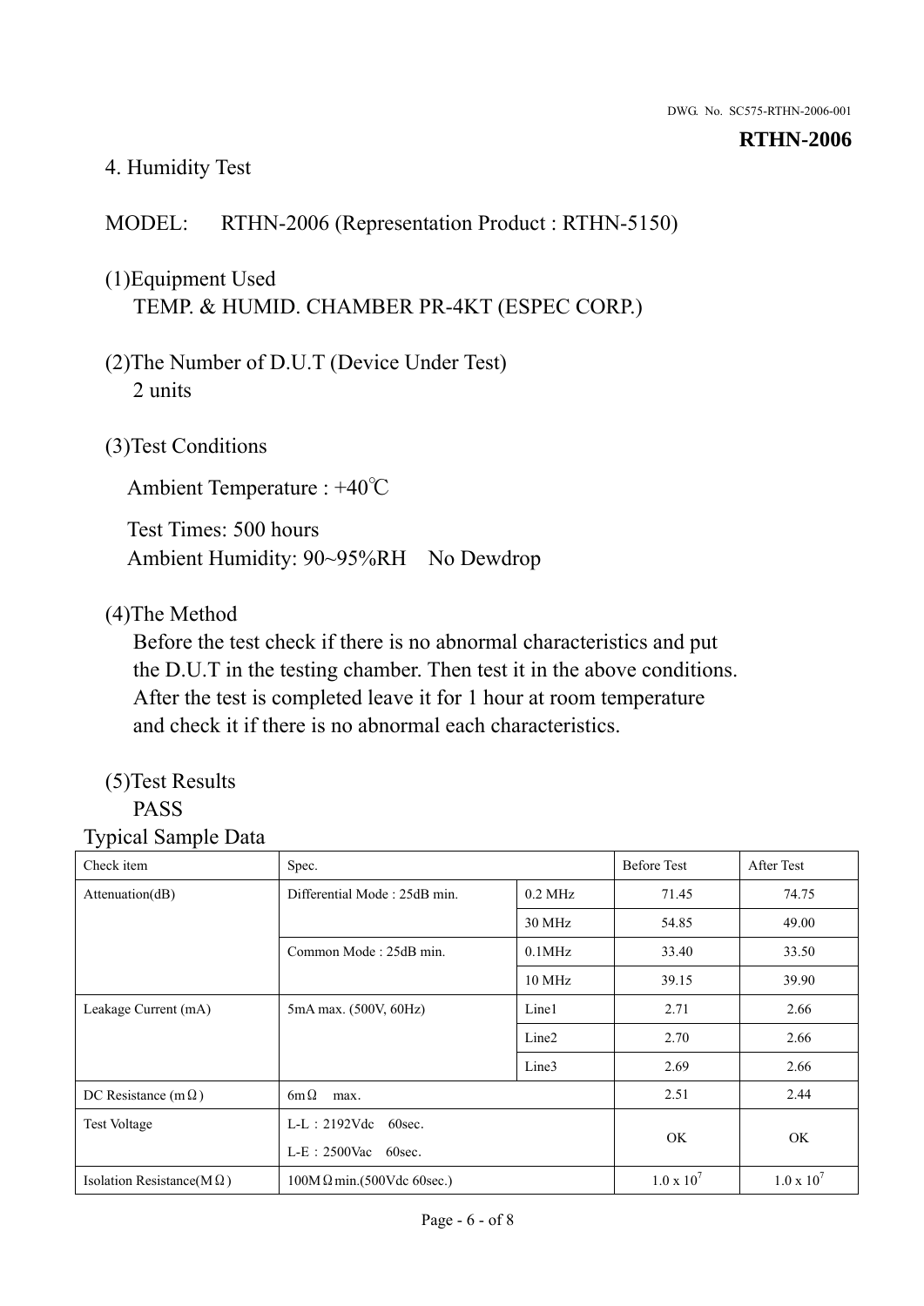# 4. Humidity Test

MODEL: RTHN-2006 (Representation Product : RTHN-5150)

(1)Equipment Used
TEMP. & HUMID. CHAMBER PR-4KT (ESPEC CORP.)

(2)The Number of D.U.T (Device Under Test)
2 units

(3)Test Conditions

Ambient Temperature : +40℃

Test Times: 500 hours
Ambient Humidity: 90~95%RH No Dewdrop

(4)The Method
Before the test check if there is no abnormal characteristics and put the D.U.T in the testing chamber. Then test it in the above conditions. After the test is completed leave it for 1 hour at room temperature and check it if there is no abnormal each characteristics.

(5)Test Results
PASS

Typical Sample Data

| Check item | Spec. | | Before Test | After Test |
|---|---|---|---|---|
| Attenuation(dB) | Differential Mode : 25dB min. | 0.2 MHz | 71.45 | 74.75 |
| | | 30 MHz | 54.85 | 49.00 |
| | Common Mode : 25dB min. | 0.1MHz | 33.40 | 33.50 |
| | | 10 MHz | 39.15 | 39.90 |
| Leakage Current (mA) | 5mA max. (500V, 60Hz) | Line1 | 2.71 | 2.66 |
| | | Line2 | 2.70 | 2.66 |
| | | Line3 | 2.69 | 2.66 |
| DC Resistance (mΩ) | 6mΩ max. | | 2.51 | 2.44 |
| Test Voltage | L-L：2192Vdc 60sec.<br>L-E：2500Vac 60sec. | | OK | OK |
| Isolation Resistance(MΩ) | 100MΩmin.(500Vdc 60sec.) | | $1.0 \times 10^{7}$ | $1.0 \times 10^{7}$ |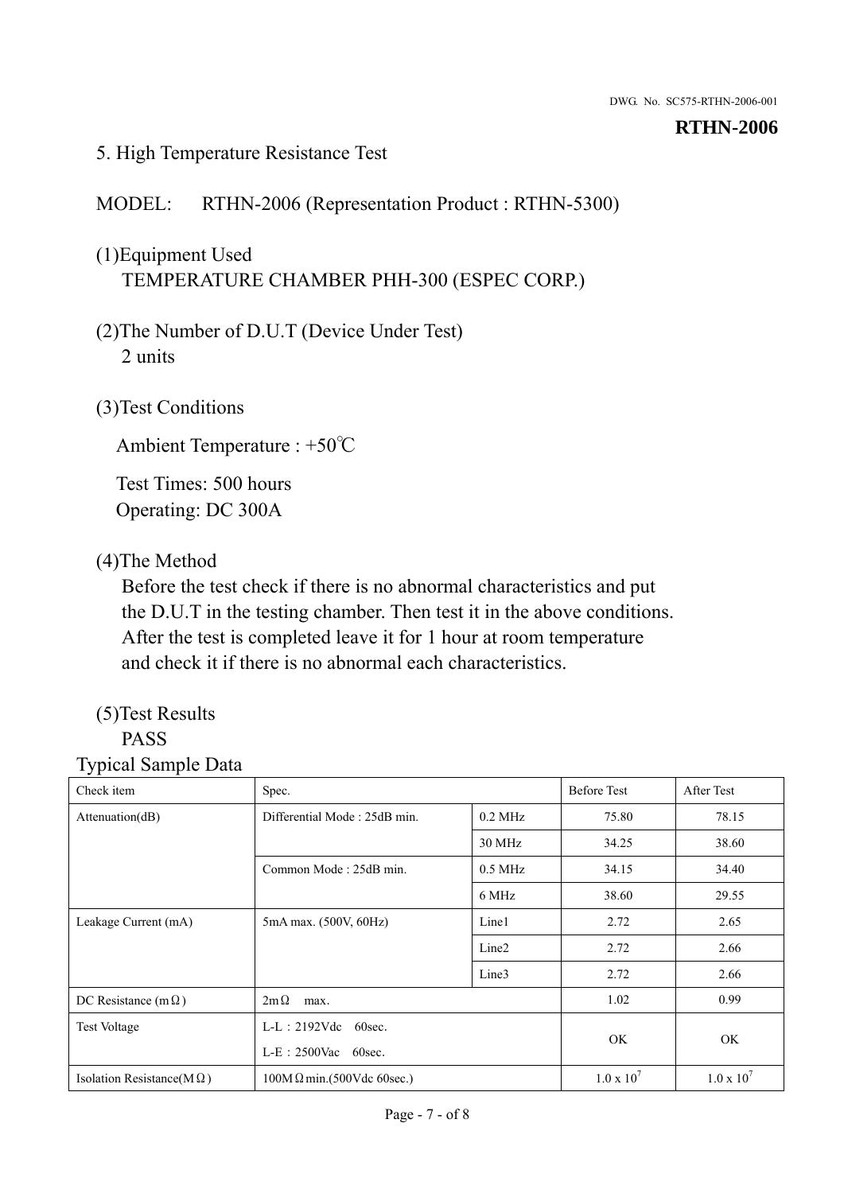DWG. No. SC575-RTHN-2006-001

**RTHN-2006**

5. High Temperature Resistance Test

MODEL: RTHN-2006 (Representation Product : RTHN-5300)

(1)Equipment Used
TEMPERATURE CHAMBER PHH-300 (ESPEC CORP.)

(2)The Number of D.U.T (Device Under Test)
2 units

(3)Test Conditions

Ambient Temperature : +50℃

Test Times: 500 hours
Operating: DC 300A

(4)The Method
Before the test check if there is no abnormal characteristics and put the D.U.T in the testing chamber. Then test it in the above conditions. After the test is completed leave it for 1 hour at room temperature and check it if there is no abnormal each characteristics.

(5)Test Results
PASS

Typical Sample Data

| Check item | Spec. | | Before Test | After Test |
|---|---|---|---|---|
| Attenuation(dB) | Differential Mode : 25dB min. | 0.2 MHz | 75.80 | 78.15 |
| | | 30 MHz | 34.25 | 38.60 |
| | Common Mode : 25dB min. | 0.5 MHz | 34.15 | 34.40 |
| | | 6 MHz | 38.60 | 29.55 |
| Leakage Current (mA) | 5mA max. (500V, 60Hz) | Line1 | 2.72 | 2.65 |
| | | Line2 | 2.72 | 2.66 |
| | | Line3 | 2.72 | 2.66 |
| DC Resistance (mΩ) | 2mΩ max. | | 1.02 | 0.99 |
| Test Voltage | L-L：2192Vdc 60sec.<br>L-E：2500Vac 60sec. | | OK | OK |
| Isolation Resistance(MΩ) | 100MΩmin.(500Vdc 60sec.) | | $1.0 \times 10^7$ | $1.0 \times 10^7$ |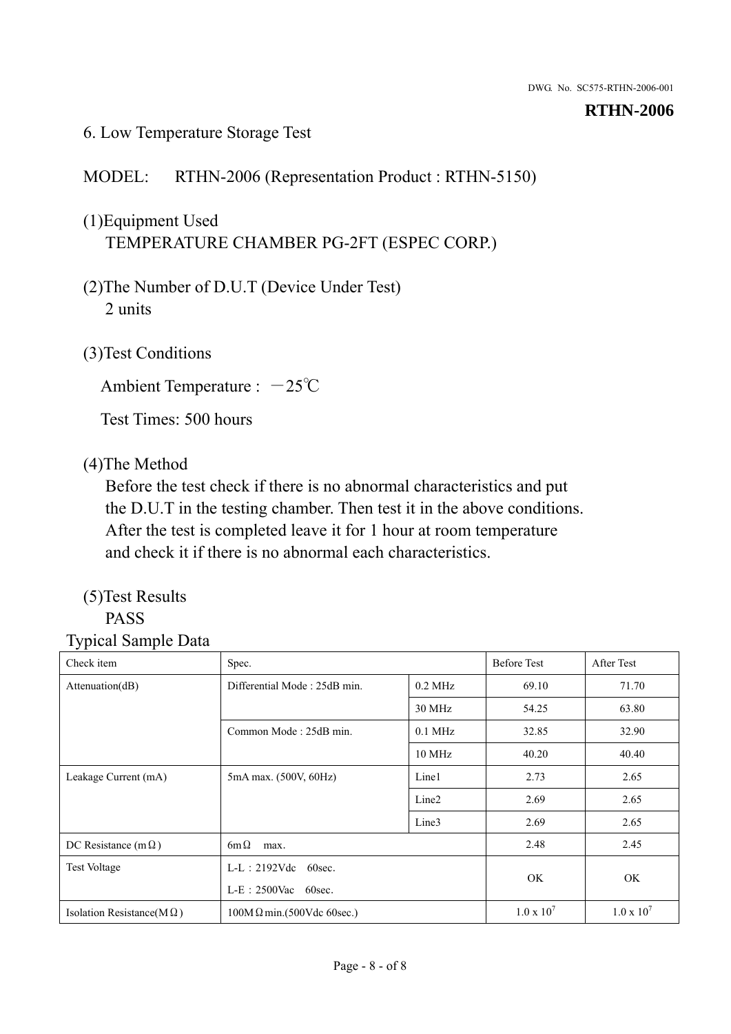## 6. Low Temperature Storage Test

MODEL: RTHN-2006 (Representation Product : RTHN-5150)

(1)Equipment Used
TEMPERATURE CHAMBER PG-2FT (ESPEC CORP.)

(2)The Number of D.U.T (Device Under Test)
2 units

(3)Test Conditions

Ambient Temperature : －25℃

Test Times: 500 hours

(4)The Method
Before the test check if there is no abnormal characteristics and put the D.U.T in the testing chamber. Then test it in the above conditions. After the test is completed leave it for 1 hour at room temperature and check it if there is no abnormal each characteristics.

(5)Test Results
PASS

Typical Sample Data

| Check item | Spec. | | Before Test | After Test |
|---|---|---|---|---|
| Attenuation(dB) | Differential Mode : 25dB min. | 0.2 MHz | 69.10 | 71.70 |
| | | 30 MHz | 54.25 | 63.80 |
| | Common Mode : 25dB min. | 0.1 MHz | 32.85 | 32.90 |
| | | 10 MHz | 40.20 | 40.40 |
| Leakage Current (mA) | 5mA max. (500V, 60Hz) | Line1 | 2.73 | 2.65 |
| | | Line2 | 2.69 | 2.65 |
| | | Line3 | 2.69 | 2.65 |
| DC Resistance (mΩ) | 6mΩ max. | | 2.48 | 2.45 |
| Test Voltage | L-L：2192Vdc 60sec. L-E：2500Vac 60sec. | | OK | OK |
| Isolation Resistance(MΩ) | 100MΩmin.(500Vdc 60sec.) | | $1.0 \times 10^{7}$ | $1.0 \times 10^{7}$ |